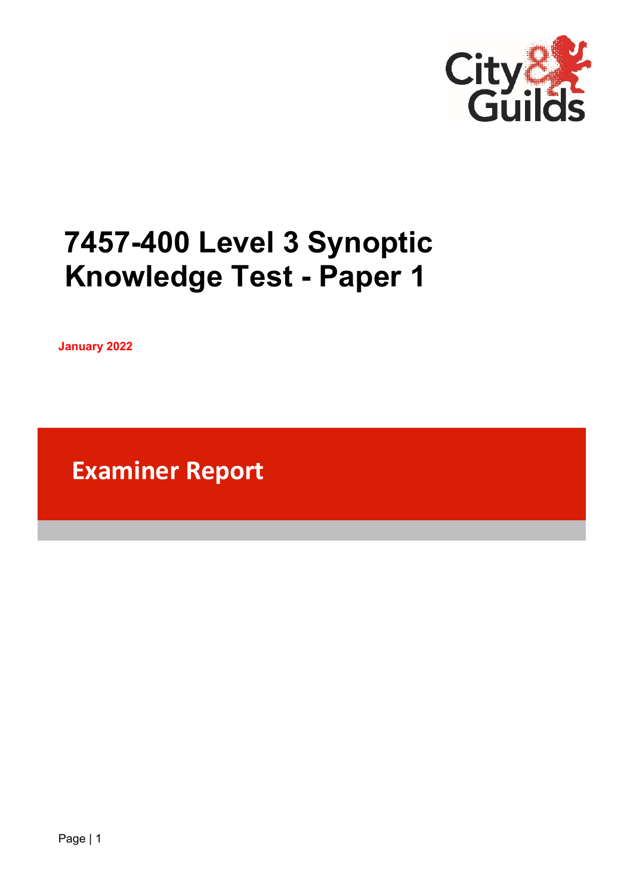# 7457-400 Level 3 Synoptic Knowledge Test - Paper 1

**January 2022**

## Examiner Report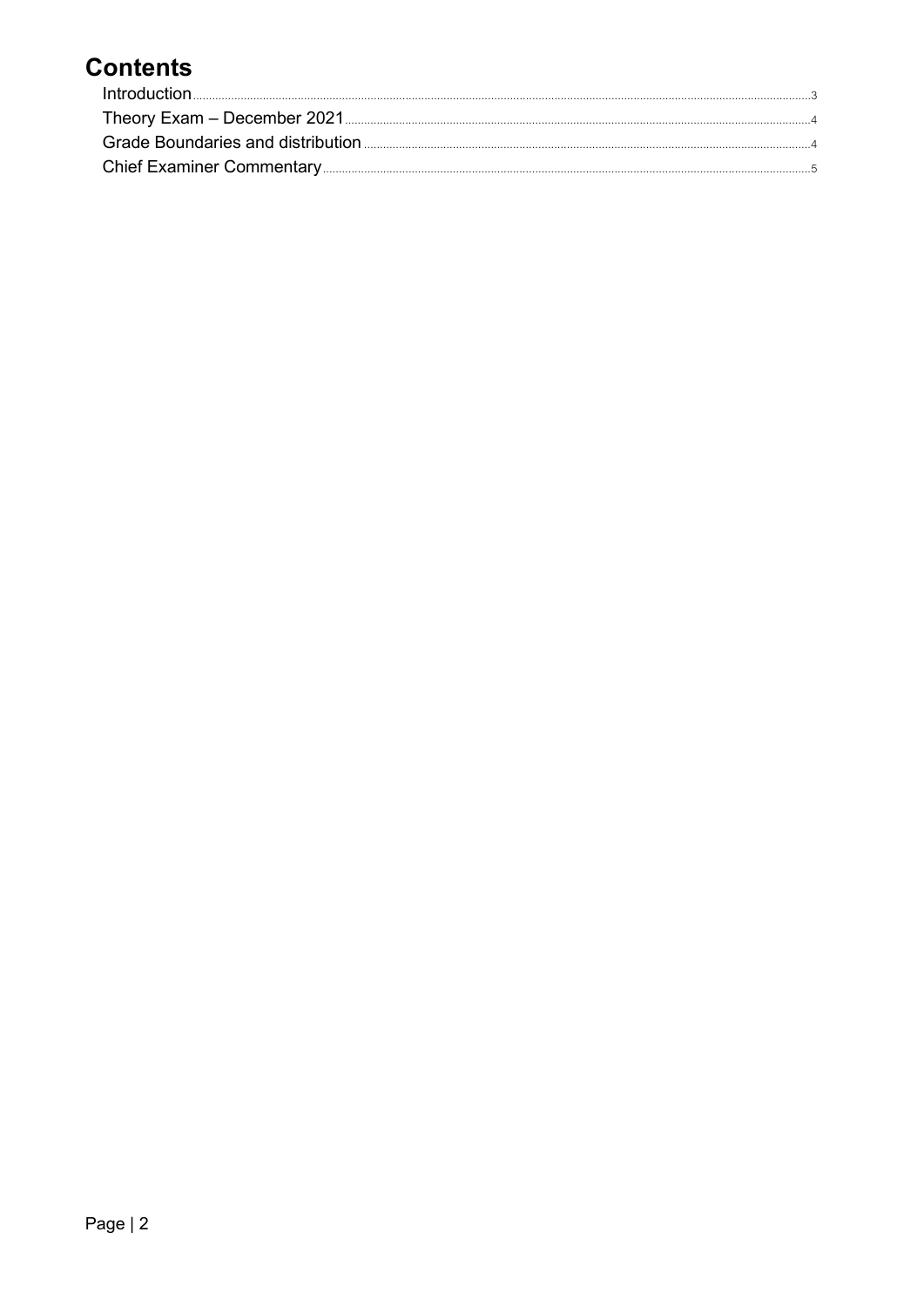# Contents

Introduction ........ 3
Theory Exam – December 2021 ........ 4
Grade Boundaries and distribution ........ 4
Chief Examiner Commentary ........ 5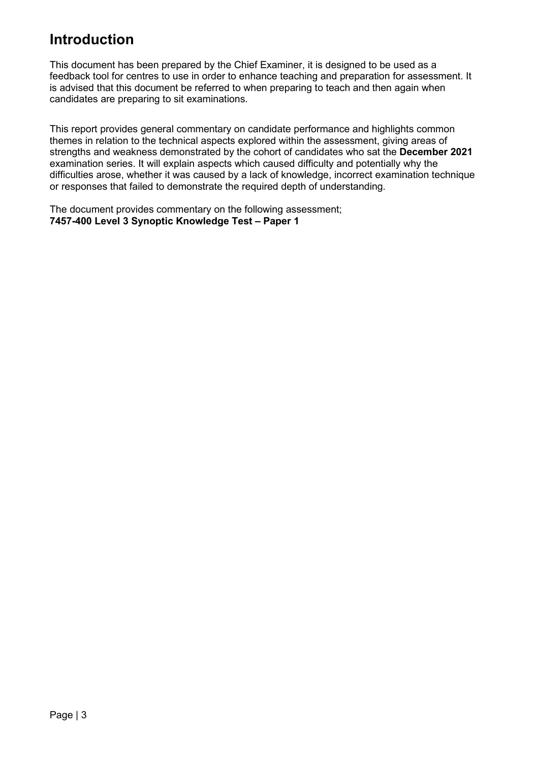# Introduction

This document has been prepared by the Chief Examiner, it is designed to be used as a feedback tool for centres to use in order to enhance teaching and preparation for assessment. It is advised that this document be referred to when preparing to teach and then again when candidates are preparing to sit examinations.

This report provides general commentary on candidate performance and highlights common themes in relation to the technical aspects explored within the assessment, giving areas of strengths and weakness demonstrated by the cohort of candidates who sat the **December 2021** examination series. It will explain aspects which caused difficulty and potentially why the difficulties arose, whether it was caused by a lack of knowledge, incorrect examination technique or responses that failed to demonstrate the required depth of understanding.

The document provides commentary on the following assessment;
**7457-400 Level 3 Synoptic Knowledge Test – Paper 1**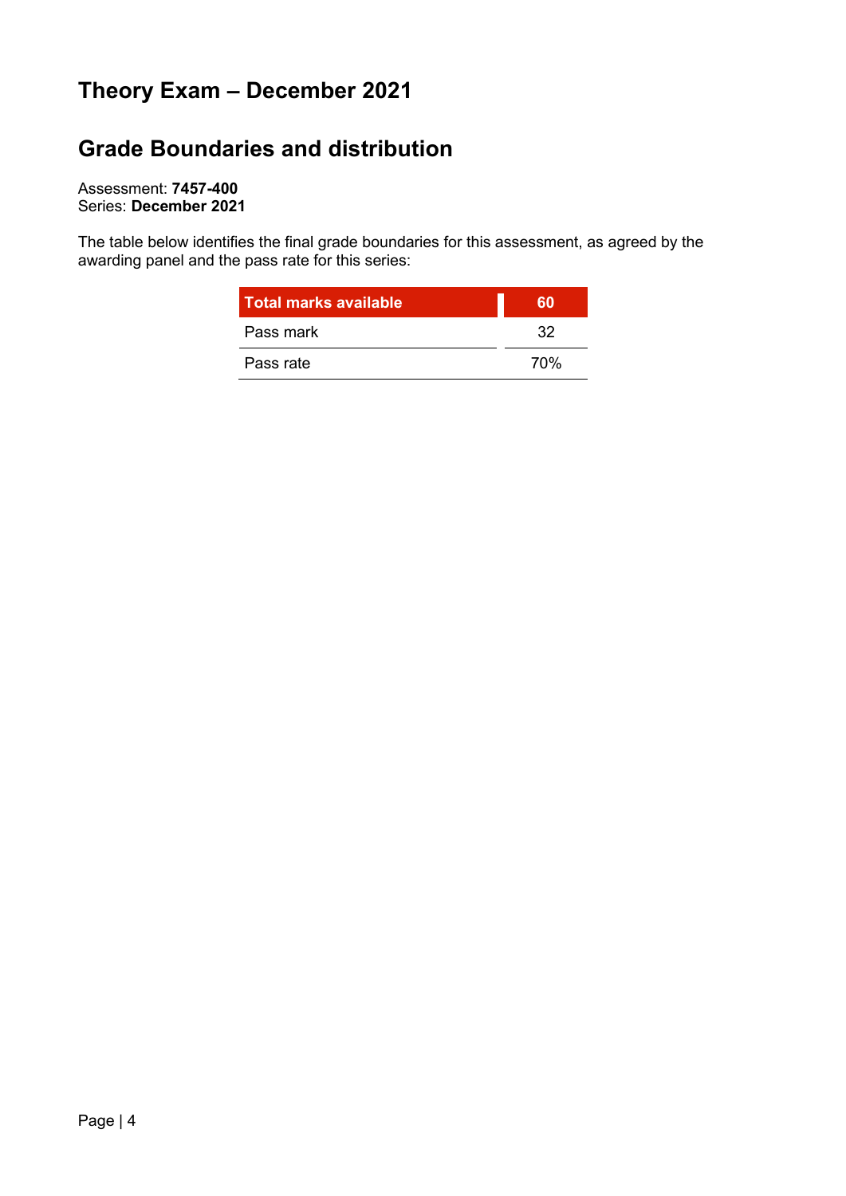## Theory Exam – December 2021

## Grade Boundaries and distribution

Assessment: **7457-400**
Series: **December 2021**

The table below identifies the final grade boundaries for this assessment, as agreed by the awarding panel and the pass rate for this series:

| Total marks available | 60 |
|---|---|
| Pass mark | 32 |
| Pass rate | 70% |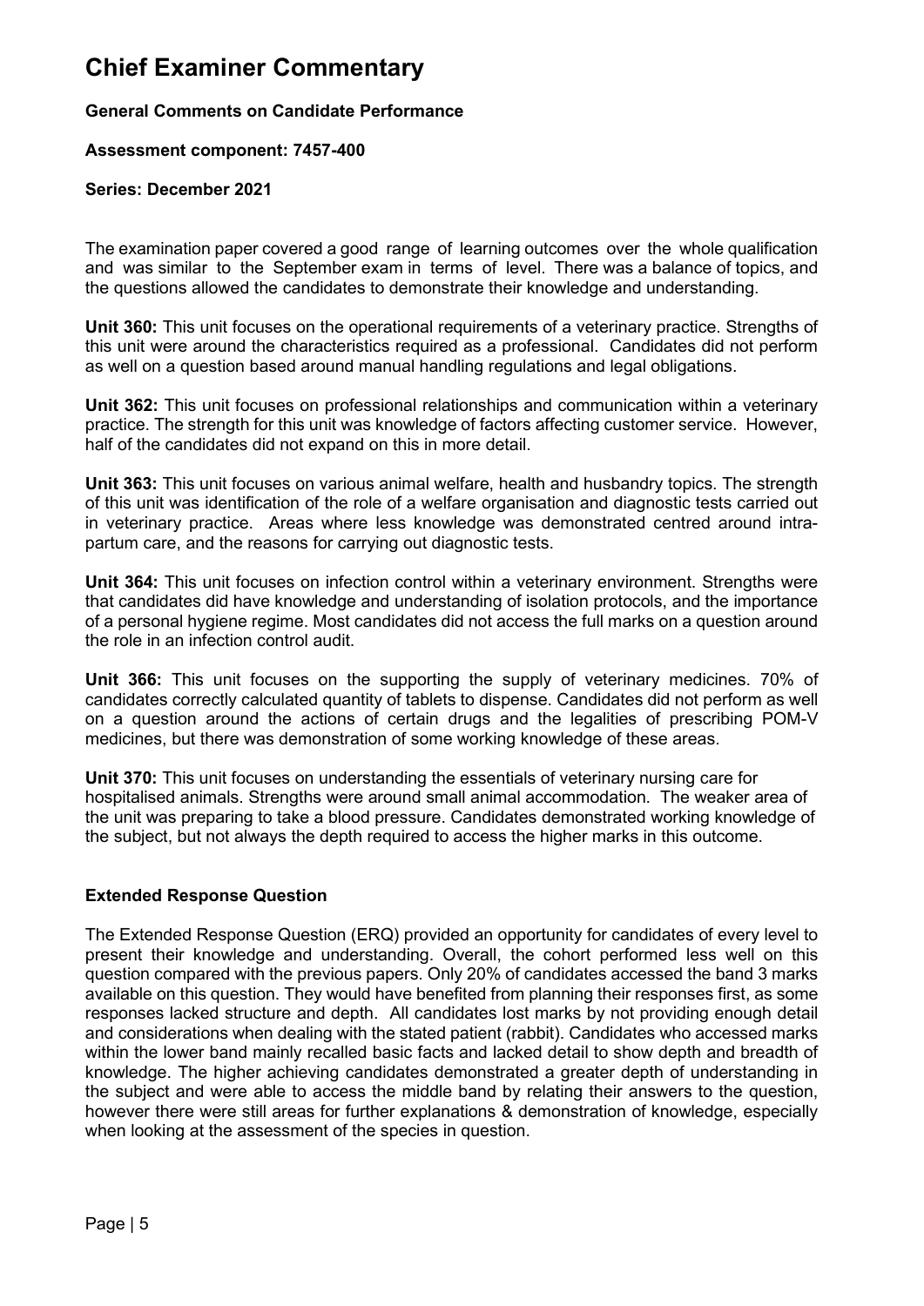# Chief Examiner Commentary

**General Comments on Candidate Performance**

**Assessment component: 7457-400**

**Series: December 2021**

The examination paper covered a good range of learning outcomes over the whole qualification and was similar to the September exam in terms of level. There was a balance of topics, and the questions allowed the candidates to demonstrate their knowledge and understanding.

**Unit 360:** This unit focuses on the operational requirements of a veterinary practice. Strengths of this unit were around the characteristics required as a professional. Candidates did not perform as well on a question based around manual handling regulations and legal obligations.

**Unit 362:** This unit focuses on professional relationships and communication within a veterinary practice. The strength for this unit was knowledge of factors affecting customer service. However, half of the candidates did not expand on this in more detail.

**Unit 363:** This unit focuses on various animal welfare, health and husbandry topics. The strength of this unit was identification of the role of a welfare organisation and diagnostic tests carried out in veterinary practice. Areas where less knowledge was demonstrated centred around intra-partum care, and the reasons for carrying out diagnostic tests.

**Unit 364:** This unit focuses on infection control within a veterinary environment. Strengths were that candidates did have knowledge and understanding of isolation protocols, and the importance of a personal hygiene regime. Most candidates did not access the full marks on a question around the role in an infection control audit.

**Unit 366:** This unit focuses on the supporting the supply of veterinary medicines. 70% of candidates correctly calculated quantity of tablets to dispense. Candidates did not perform as well on a question around the actions of certain drugs and the legalities of prescribing POM-V medicines, but there was demonstration of some working knowledge of these areas.

**Unit 370:** This unit focuses on understanding the essentials of veterinary nursing care for hospitalised animals. Strengths were around small animal accommodation. The weaker area of the unit was preparing to take a blood pressure. Candidates demonstrated working knowledge of the subject, but not always the depth required to access the higher marks in this outcome.

**Extended Response Question**

The Extended Response Question (ERQ) provided an opportunity for candidates of every level to present their knowledge and understanding. Overall, the cohort performed less well on this question compared with the previous papers. Only 20% of candidates accessed the band 3 marks available on this question. They would have benefited from planning their responses first, as some responses lacked structure and depth. All candidates lost marks by not providing enough detail and considerations when dealing with the stated patient (rabbit). Candidates who accessed marks within the lower band mainly recalled basic facts and lacked detail to show depth and breadth of knowledge. The higher achieving candidates demonstrated a greater depth of understanding in the subject and were able to access the middle band by relating their answers to the question, however there were still areas for further explanations & demonstration of knowledge, especially when looking at the assessment of the species in question.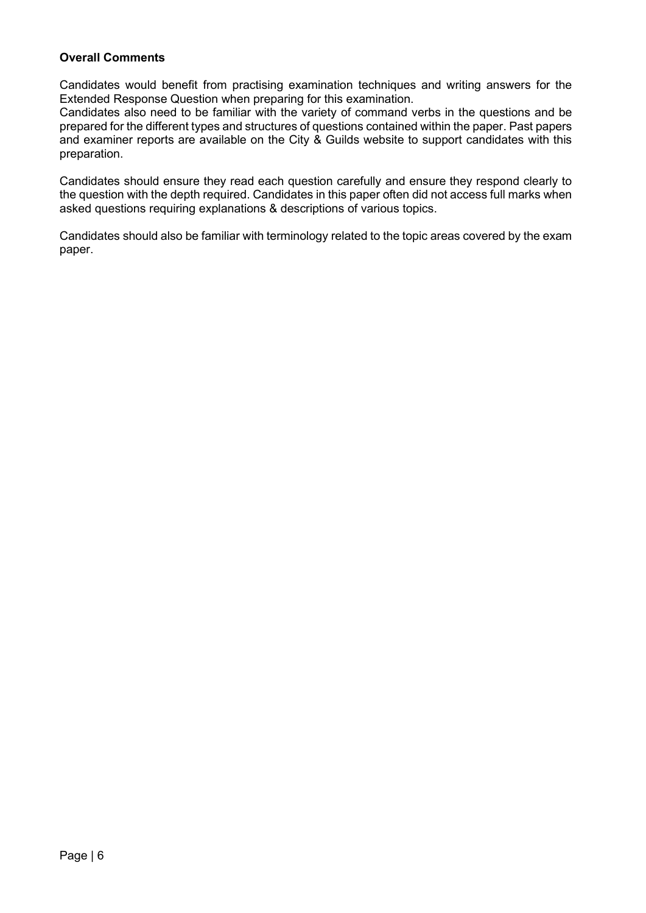**Overall Comments**

Candidates would benefit from practising examination techniques and writing answers for the Extended Response Question when preparing for this examination.
Candidates also need to be familiar with the variety of command verbs in the questions and be prepared for the different types and structures of questions contained within the paper. Past papers and examiner reports are available on the City & Guilds website to support candidates with this preparation.

Candidates should ensure they read each question carefully and ensure they respond clearly to the question with the depth required. Candidates in this paper often did not access full marks when asked questions requiring explanations & descriptions of various topics.

Candidates should also be familiar with terminology related to the topic areas covered by the exam paper.